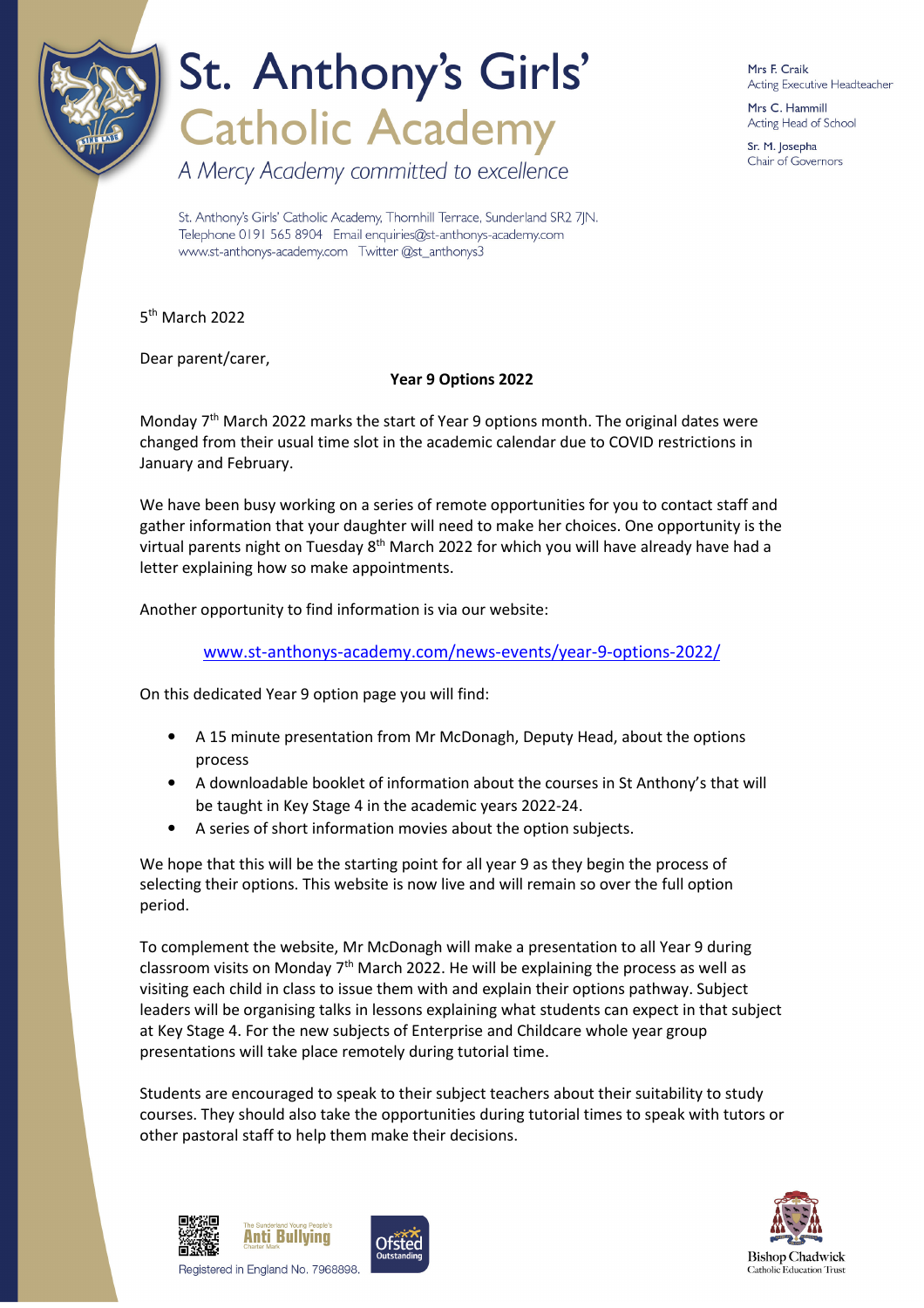# St. Anthony's Girls' Catholic Academy

*A Mercy Academy committed to excellence*

St. Anthony's Girls' Catholic Academy, Thornhill Terrace, Sunderland SR2 7JN.
Telephone 0191 565 8904 Email enquiries@st-anthonys-academy.com
www.st-anthonys-academy.com Twitter @st_anthonys3

Mrs F. Craik
Acting Executive Headteacher

Mrs C. Hammill
Acting Head of School

Sr. M. Josepha
Chair of Governors

5th March 2022

Dear parent/carer,

**Year 9 Options 2022**

Monday 7th March 2022 marks the start of Year 9 options month. The original dates were changed from their usual time slot in the academic calendar due to COVID restrictions in January and February.

We have been busy working on a series of remote opportunities for you to contact staff and gather information that your daughter will need to make her choices. One opportunity is the virtual parents night on Tuesday 8th March 2022 for which you will have already have had a letter explaining how so make appointments.

Another opportunity to find information is via our website:

[www.st-anthonys-academy.com/news-events/year-9-options-2022/](www.st-anthonys-academy.com/news-events/year-9-options-2022/)

On this dedicated Year 9 option page you will find:

- A 15 minute presentation from Mr McDonagh, Deputy Head, about the options process
- A downloadable booklet of information about the courses in St Anthony's that will be taught in Key Stage 4 in the academic years 2022-24.
- A series of short information movies about the option subjects.

We hope that this will be the starting point for all year 9 as they begin the process of selecting their options. This website is now live and will remain so over the full option period.

To complement the website, Mr McDonagh will make a presentation to all Year 9 during classroom visits on Monday 7th March 2022. He will be explaining the process as well as visiting each child in class to issue them with and explain their options pathway. Subject leaders will be organising talks in lessons explaining what students can expect in that subject at Key Stage 4. For the new subjects of Enterprise and Childcare whole year group presentations will take place remotely during tutorial time.

Students are encouraged to speak to their subject teachers about their suitability to study courses. They should also take the opportunities during tutorial times to speak with tutors or other pastoral staff to help them make their decisions.

Registered in England No. 7968898.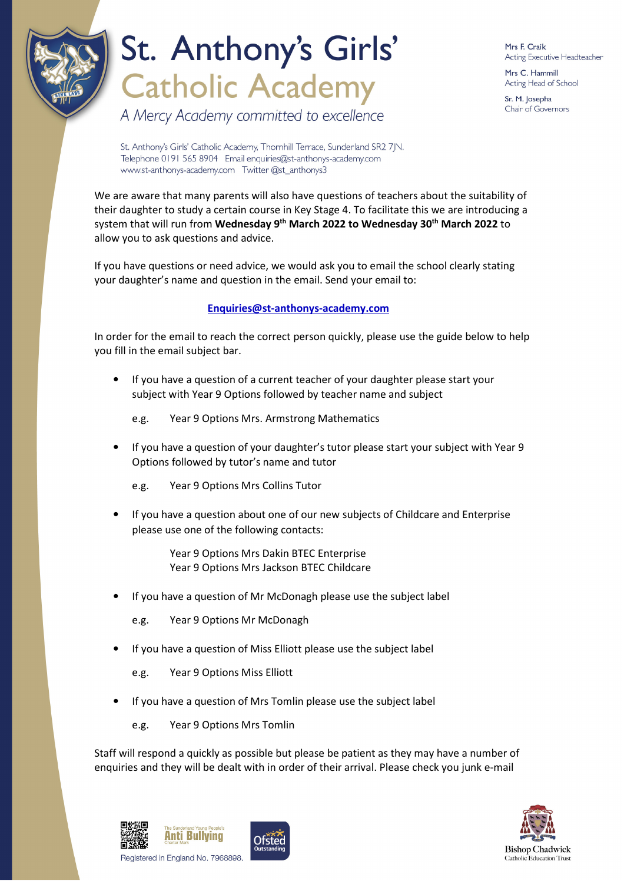# St. Anthony's Girls' Catholic Academy

*A Mercy Academy committed to excellence*

Mrs F. Craik
Acting Executive Headteacher

Mrs C. Hammill
Acting Head of School

Sr. M. Josepha
Chair of Governors

St. Anthony's Girls' Catholic Academy, Thornhill Terrace, Sunderland SR2 7JN.
Telephone 0191 565 8904 Email enquiries@st-anthonys-academy.com
www.st-anthonys-academy.com Twitter @st_anthonys3

We are aware that many parents will also have questions of teachers about the suitability of their daughter to study a certain course in Key Stage 4. To facilitate this we are introducing a system that will run from **Wednesday 9th March 2022 to Wednesday 30th March 2022** to allow you to ask questions and advice.

If you have questions or need advice, we would ask you to email the school clearly stating your daughter's name and question in the email. Send your email to:

**Enquiries@st-anthonys-academy.com**

In order for the email to reach the correct person quickly, please use the guide below to help you fill in the email subject bar.

- If you have a question of a current teacher of your daughter please start your subject with Year 9 Options followed by teacher name and subject

  e.g. Year 9 Options Mrs. Armstrong Mathematics

- If you have a question of your daughter's tutor please start your subject with Year 9 Options followed by tutor's name and tutor

  e.g. Year 9 Options Mrs Collins Tutor

- If you have a question about one of our new subjects of Childcare and Enterprise please use one of the following contacts:

  Year 9 Options Mrs Dakin BTEC Enterprise
  Year 9 Options Mrs Jackson BTEC Childcare

- If you have a question of Mr McDonagh please use the subject label

  e.g. Year 9 Options Mr McDonagh

- If you have a question of Miss Elliott please use the subject label

  e.g. Year 9 Options Miss Elliott

- If you have a question of Mrs Tomlin please use the subject label

  e.g. Year 9 Options Mrs Tomlin

Staff will respond a quickly as possible but please be patient as they may have a number of enquiries and they will be dealt with in order of their arrival. Please check you junk e-mail

Registered in England No. 7968898.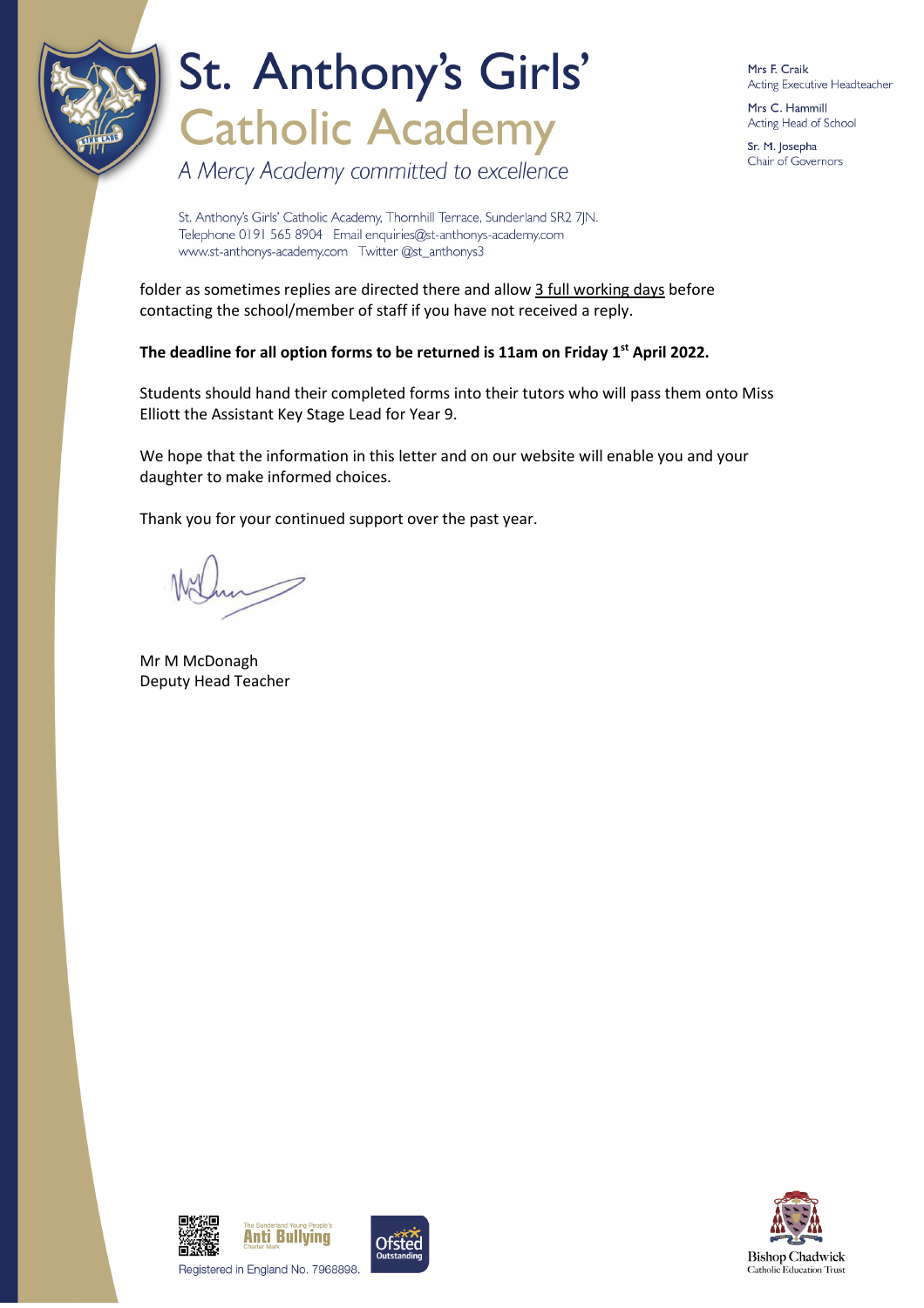folder as sometimes replies are directed there and allow 3 full working days before contacting the school/member of staff if you have not received a reply.

**The deadline for all option forms to be returned is 11am on Friday 1st April 2022.**

Students should hand their completed forms into their tutors who will pass them onto Miss Elliott the Assistant Key Stage Lead for Year 9.

We hope that the information in this letter and on our website will enable you and your daughter to make informed choices.

Thank you for your continued support over the past year.

Mr M McDonagh
Deputy Head Teacher